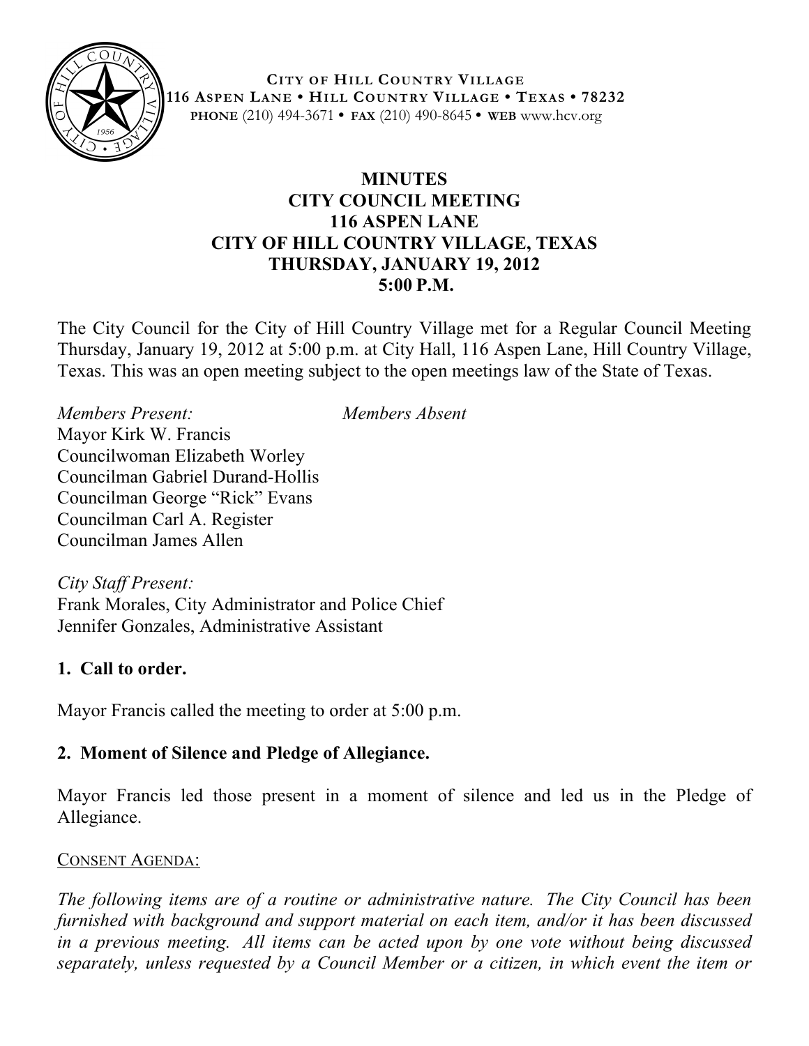**CITY OF HILL COUNTRY VILLAGE**
**116 ASPEN LANE • HILL COUNTRY VILLAGE • TEXAS • 78232**
**PHONE** (210) 494-3671 • **FAX** (210) 490-8645 • **WEB** www.hcv.org

# MINUTES
## CITY COUNCIL MEETING
## 116 ASPEN LANE
## CITY OF HILL COUNTRY VILLAGE, TEXAS
## THURSDAY, JANUARY 19, 2012
## 5:00 P.M.

The City Council for the City of Hill Country Village met for a Regular Council Meeting Thursday, January 19, 2012 at 5:00 p.m. at City Hall, 116 Aspen Lane, Hill Country Village, Texas. This was an open meeting subject to the open meetings law of the State of Texas.

*Members Present:*
Mayor Kirk W. Francis
Councilwoman Elizabeth Worley
Councilman Gabriel Durand-Hollis
Councilman George "Rick" Evans
Councilman Carl A. Register
Councilman James Allen

*Members Absent*

*City Staff Present:*
Frank Morales, City Administrator and Police Chief
Jennifer Gonzales, Administrative Assistant

**1. Call to order.**

Mayor Francis called the meeting to order at 5:00 p.m.

**2. Moment of Silence and Pledge of Allegiance.**

Mayor Francis led those present in a moment of silence and led us in the Pledge of Allegiance.

CONSENT AGENDA:

*The following items are of a routine or administrative nature. The City Council has been furnished with background and support material on each item, and/or it has been discussed in a previous meeting. All items can be acted upon by one vote without being discussed separately, unless requested by a Council Member or a citizen, in which event the item or*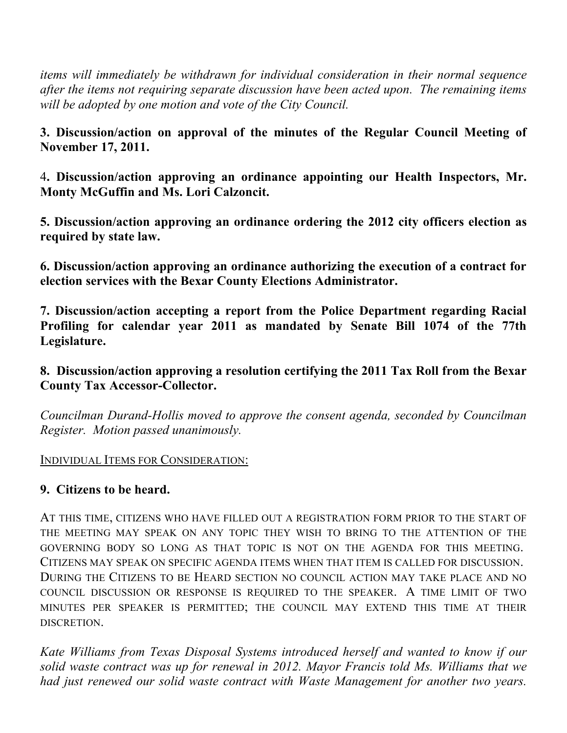*items will immediately be withdrawn for individual consideration in their normal sequence after the items not requiring separate discussion have been acted upon. The remaining items will be adopted by one motion and vote of the City Council.*

**3. Discussion/action on approval of the minutes of the Regular Council Meeting of November 17, 2011.**

4**. Discussion/action approving an ordinance appointing our Health Inspectors, Mr. Monty McGuffin and Ms. Lori Calzoncit.**

**5. Discussion/action approving an ordinance ordering the 2012 city officers election as required by state law.**

**6. Discussion/action approving an ordinance authorizing the execution of a contract for election services with the Bexar County Elections Administrator.**

**7. Discussion/action accepting a report from the Police Department regarding Racial Profiling for calendar year 2011 as mandated by Senate Bill 1074 of the 77th Legislature.**

**8. Discussion/action approving a resolution certifying the 2011 Tax Roll from the Bexar County Tax Accessor-Collector.**

*Councilman Durand-Hollis moved to approve the consent agenda, seconded by Councilman Register. Motion passed unanimously.*

INDIVIDUAL ITEMS FOR CONSIDERATION:

**9. Citizens to be heard.**

AT THIS TIME, CITIZENS WHO HAVE FILLED OUT A REGISTRATION FORM PRIOR TO THE START OF THE MEETING MAY SPEAK ON ANY TOPIC THEY WISH TO BRING TO THE ATTENTION OF THE GOVERNING BODY SO LONG AS THAT TOPIC IS NOT ON THE AGENDA FOR THIS MEETING. CITIZENS MAY SPEAK ON SPECIFIC AGENDA ITEMS WHEN THAT ITEM IS CALLED FOR DISCUSSION. DURING THE CITIZENS TO BE HEARD SECTION NO COUNCIL ACTION MAY TAKE PLACE AND NO COUNCIL DISCUSSION OR RESPONSE IS REQUIRED TO THE SPEAKER. A TIME LIMIT OF TWO MINUTES PER SPEAKER IS PERMITTED; THE COUNCIL MAY EXTEND THIS TIME AT THEIR DISCRETION.

*Kate Williams from Texas Disposal Systems introduced herself and wanted to know if our solid waste contract was up for renewal in 2012. Mayor Francis told Ms. Williams that we had just renewed our solid waste contract with Waste Management for another two years.*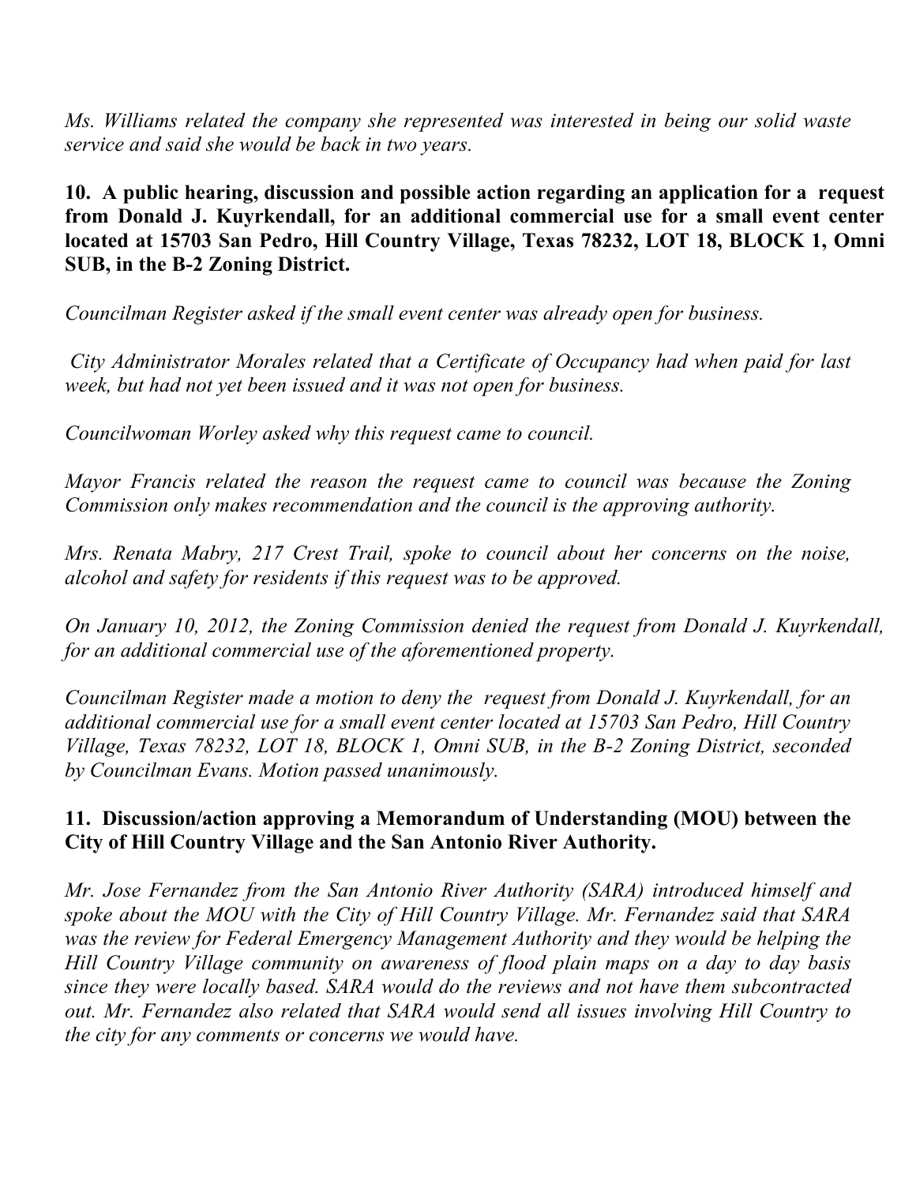*Ms. Williams related the company she represented was interested in being our solid waste service and said she would be back in two years.*

**10. A public hearing, discussion and possible action regarding an application for a request from Donald J. Kuyrkendall, for an additional commercial use for a small event center located at 15703 San Pedro, Hill Country Village, Texas 78232, LOT 18, BLOCK 1, Omni SUB, in the B-2 Zoning District.**

*Councilman Register asked if the small event center was already open for business.*

*City Administrator Morales related that a Certificate of Occupancy had when paid for last week, but had not yet been issued and it was not open for business.*

*Councilwoman Worley asked why this request came to council.*

*Mayor Francis related the reason the request came to council was because the Zoning Commission only makes recommendation and the council is the approving authority.*

*Mrs. Renata Mabry, 217 Crest Trail, spoke to council about her concerns on the noise, alcohol and safety for residents if this request was to be approved.*

*On January 10, 2012, the Zoning Commission denied the request from Donald J. Kuyrkendall, for an additional commercial use of the aforementioned property.*

*Councilman Register made a motion to deny the request from Donald J. Kuyrkendall, for an additional commercial use for a small event center located at 15703 San Pedro, Hill Country Village, Texas 78232, LOT 18, BLOCK 1, Omni SUB, in the B-2 Zoning District, seconded by Councilman Evans. Motion passed unanimously.*

**11. Discussion/action approving a Memorandum of Understanding (MOU) between the City of Hill Country Village and the San Antonio River Authority.**

*Mr. Jose Fernandez from the San Antonio River Authority (SARA) introduced himself and spoke about the MOU with the City of Hill Country Village. Mr. Fernandez said that SARA was the review for Federal Emergency Management Authority and they would be helping the Hill Country Village community on awareness of flood plain maps on a day to day basis since they were locally based. SARA would do the reviews and not have them subcontracted out. Mr. Fernandez also related that SARA would send all issues involving Hill Country to the city for any comments or concerns we would have.*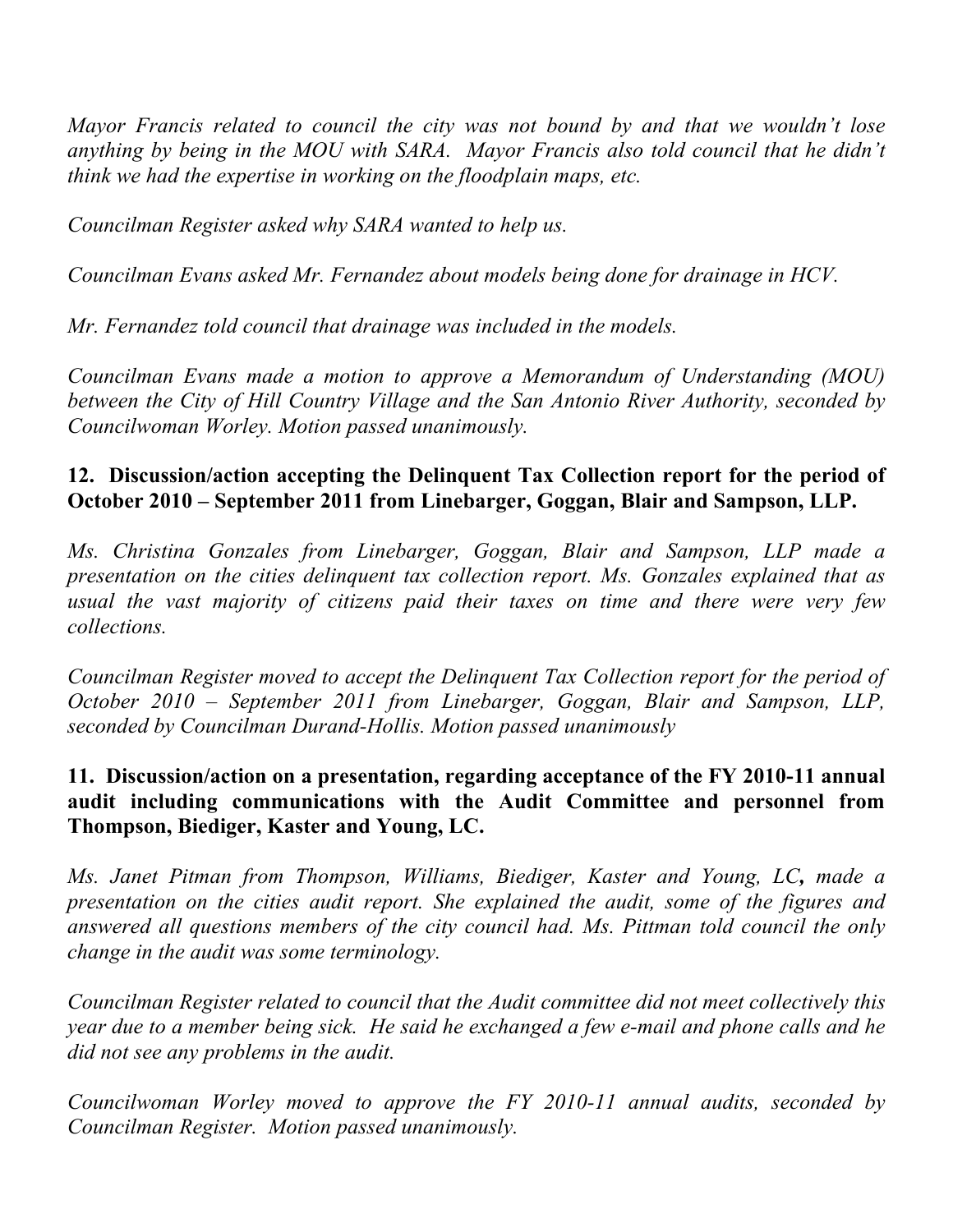*Mayor Francis related to council the city was not bound by and that we wouldn't lose anything by being in the MOU with SARA. Mayor Francis also told council that he didn't think we had the expertise in working on the floodplain maps, etc.*

*Councilman Register asked why SARA wanted to help us.*

*Councilman Evans asked Mr. Fernandez about models being done for drainage in HCV.*

*Mr. Fernandez told council that drainage was included in the models.*

*Councilman Evans made a motion to approve a Memorandum of Understanding (MOU) between the City of Hill Country Village and the San Antonio River Authority, seconded by Councilwoman Worley. Motion passed unanimously.*

**12. Discussion/action accepting the Delinquent Tax Collection report for the period of October 2010 – September 2011 from Linebarger, Goggan, Blair and Sampson, LLP.**

*Ms. Christina Gonzales from Linebarger, Goggan, Blair and Sampson, LLP made a presentation on the cities delinquent tax collection report. Ms. Gonzales explained that as usual the vast majority of citizens paid their taxes on time and there were very few collections.*

*Councilman Register moved to accept the Delinquent Tax Collection report for the period of October 2010 – September 2011 from Linebarger, Goggan, Blair and Sampson, LLP, seconded by Councilman Durand-Hollis. Motion passed unanimously*

**11. Discussion/action on a presentation, regarding acceptance of the FY 2010-11 annual audit including communications with the Audit Committee and personnel from Thompson, Biediger, Kaster and Young, LC.**

*Ms. Janet Pitman from Thompson, Williams, Biediger, Kaster and Young, LC, made a presentation on the cities audit report. She explained the audit, some of the figures and answered all questions members of the city council had. Ms. Pittman told council the only change in the audit was some terminology.*

*Councilman Register related to council that the Audit committee did not meet collectively this year due to a member being sick. He said he exchanged a few e-mail and phone calls and he did not see any problems in the audit.*

*Councilwoman Worley moved to approve the FY 2010-11 annual audits, seconded by Councilman Register. Motion passed unanimously.*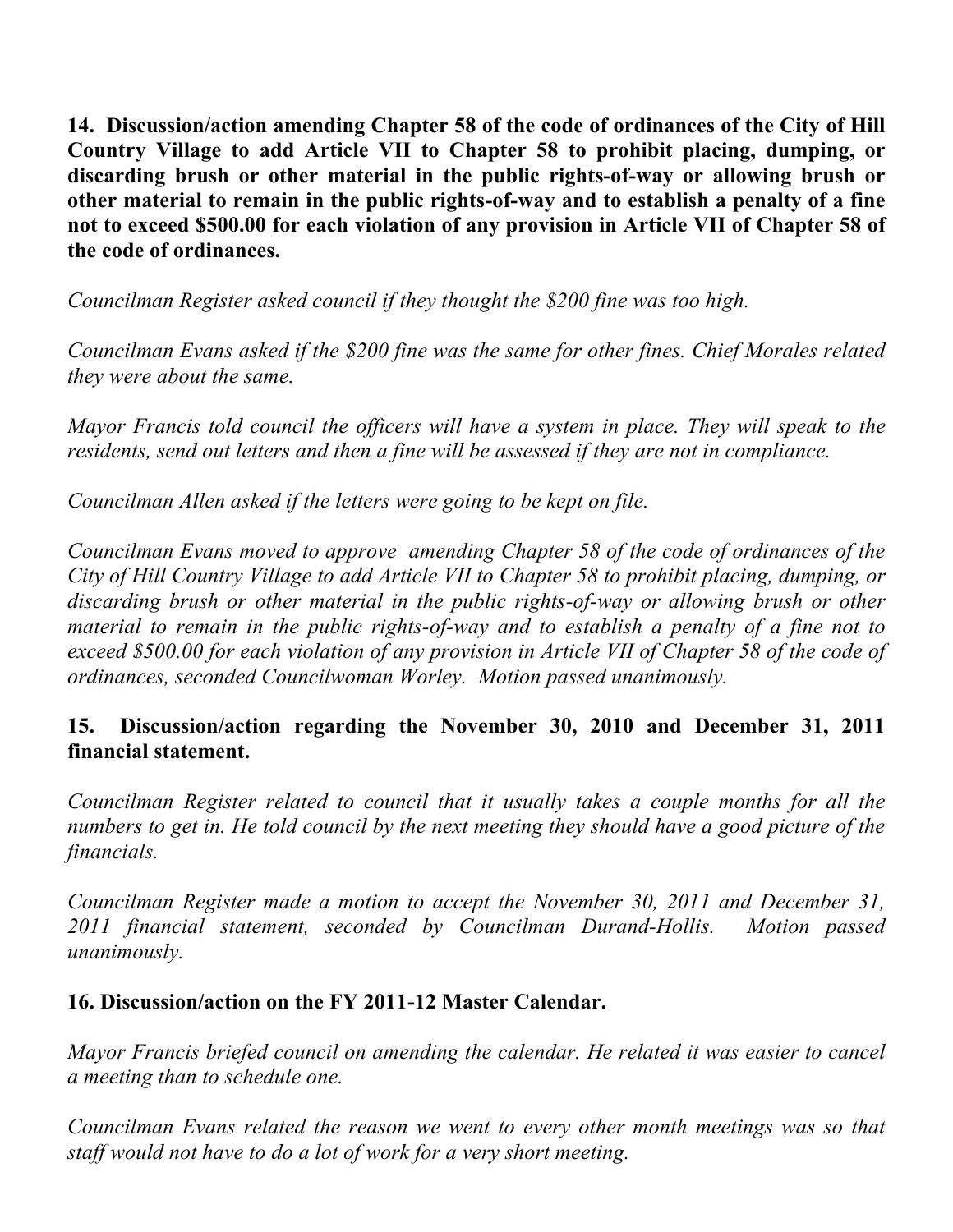**14. Discussion/action amending Chapter 58 of the code of ordinances of the City of Hill Country Village to add Article VII to Chapter 58 to prohibit placing, dumping, or discarding brush or other material in the public rights-of-way or allowing brush or other material to remain in the public rights-of-way and to establish a penalty of a fine not to exceed $500.00 for each violation of any provision in Article VII of Chapter 58 of the code of ordinances.**

*Councilman Register asked council if they thought the $200 fine was too high.*

*Councilman Evans asked if the $200 fine was the same for other fines. Chief Morales related they were about the same.*

*Mayor Francis told council the officers will have a system in place. They will speak to the residents, send out letters and then a fine will be assessed if they are not in compliance.*

*Councilman Allen asked if the letters were going to be kept on file.*

*Councilman Evans moved to approve amending Chapter 58 of the code of ordinances of the City of Hill Country Village to add Article VII to Chapter 58 to prohibit placing, dumping, or discarding brush or other material in the public rights-of-way or allowing brush or other material to remain in the public rights-of-way and to establish a penalty of a fine not to exceed $500.00 for each violation of any provision in Article VII of Chapter 58 of the code of ordinances, seconded Councilwoman Worley. Motion passed unanimously.*

**15. Discussion/action regarding the November 30, 2010 and December 31, 2011 financial statement.**

*Councilman Register related to council that it usually takes a couple months for all the numbers to get in. He told council by the next meeting they should have a good picture of the financials.*

*Councilman Register made a motion to accept the November 30, 2011 and December 31, 2011 financial statement, seconded by Councilman Durand-Hollis. Motion passed unanimously.*

**16. Discussion/action on the FY 2011-12 Master Calendar.**

*Mayor Francis briefed council on amending the calendar. He related it was easier to cancel a meeting than to schedule one.*

*Councilman Evans related the reason we went to every other month meetings was so that staff would not have to do a lot of work for a very short meeting.*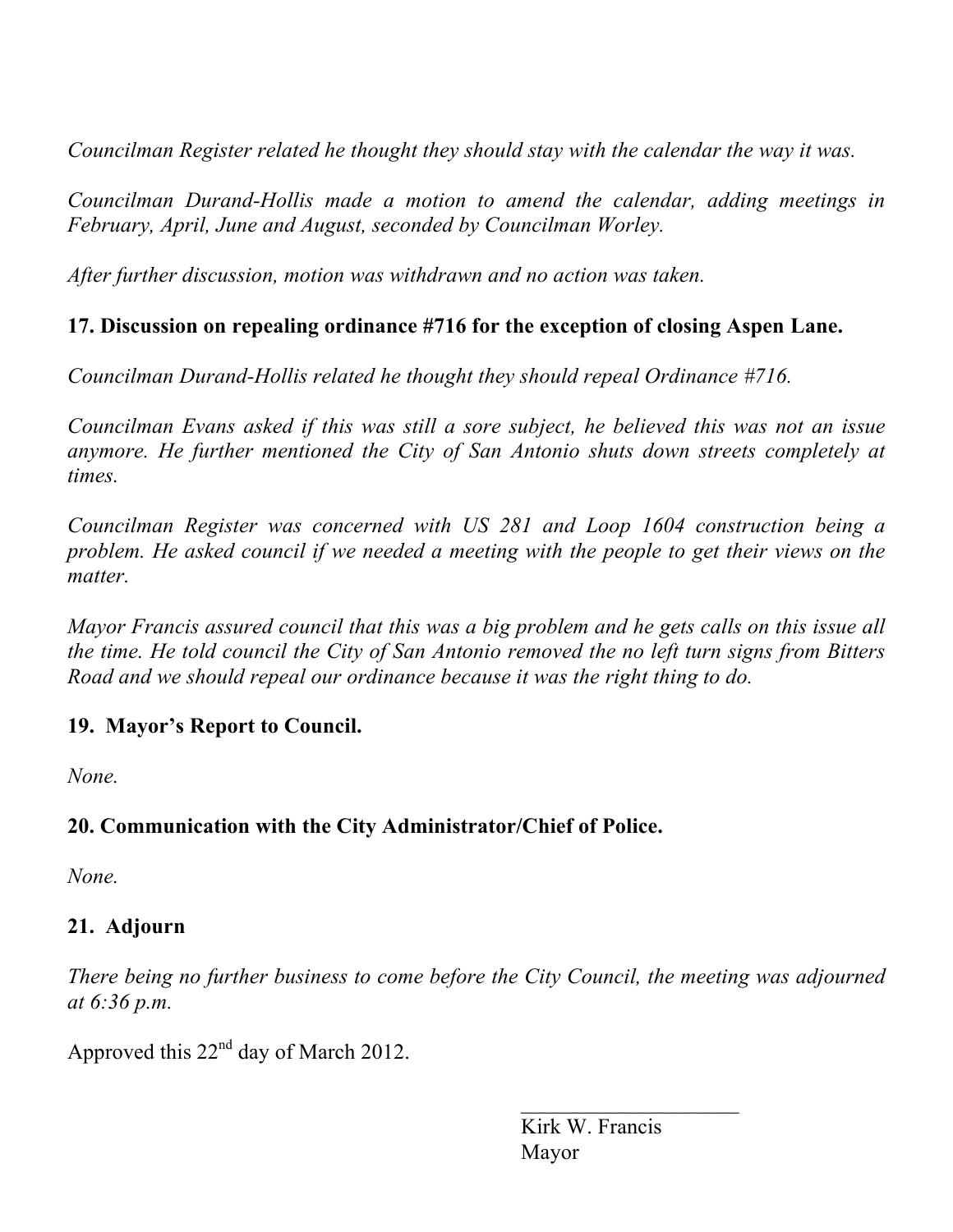*Councilman Register related he thought they should stay with the calendar the way it was.*

*Councilman Durand-Hollis made a motion to amend the calendar, adding meetings in February, April, June and August, seconded by Councilman Worley.*

*After further discussion, motion was withdrawn and no action was taken.*

**17. Discussion on repealing ordinance #716 for the exception of closing Aspen Lane.**

*Councilman Durand-Hollis related he thought they should repeal Ordinance #716.*

*Councilman Evans asked if this was still a sore subject, he believed this was not an issue anymore. He further mentioned the City of San Antonio shuts down streets completely at times.*

*Councilman Register was concerned with US 281 and Loop 1604 construction being a problem. He asked council if we needed a meeting with the people to get their views on the matter.*

*Mayor Francis assured council that this was a big problem and he gets calls on this issue all the time. He told council the City of San Antonio removed the no left turn signs from Bitters Road and we should repeal our ordinance because it was the right thing to do.*

**19. Mayor's Report to Council.**

*None.*

**20. Communication with the City Administrator/Chief of Police.**

*None.*

**21. Adjourn**

*There being no further business to come before the City Council, the meeting was adjourned at 6:36 p.m.*

Approved this 22nd day of March 2012.

\_\_\_\_\_\_\_\_\_\_\_\_\_\_\_\_\_\_\_\_\_\_

Kirk W. Francis
Mayor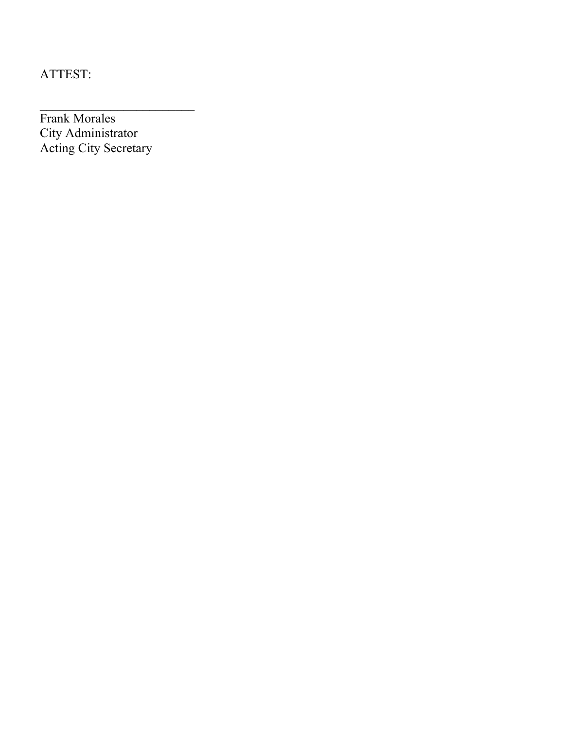ATTEST:

_________________________
Frank Morales
City Administrator
Acting City Secretary